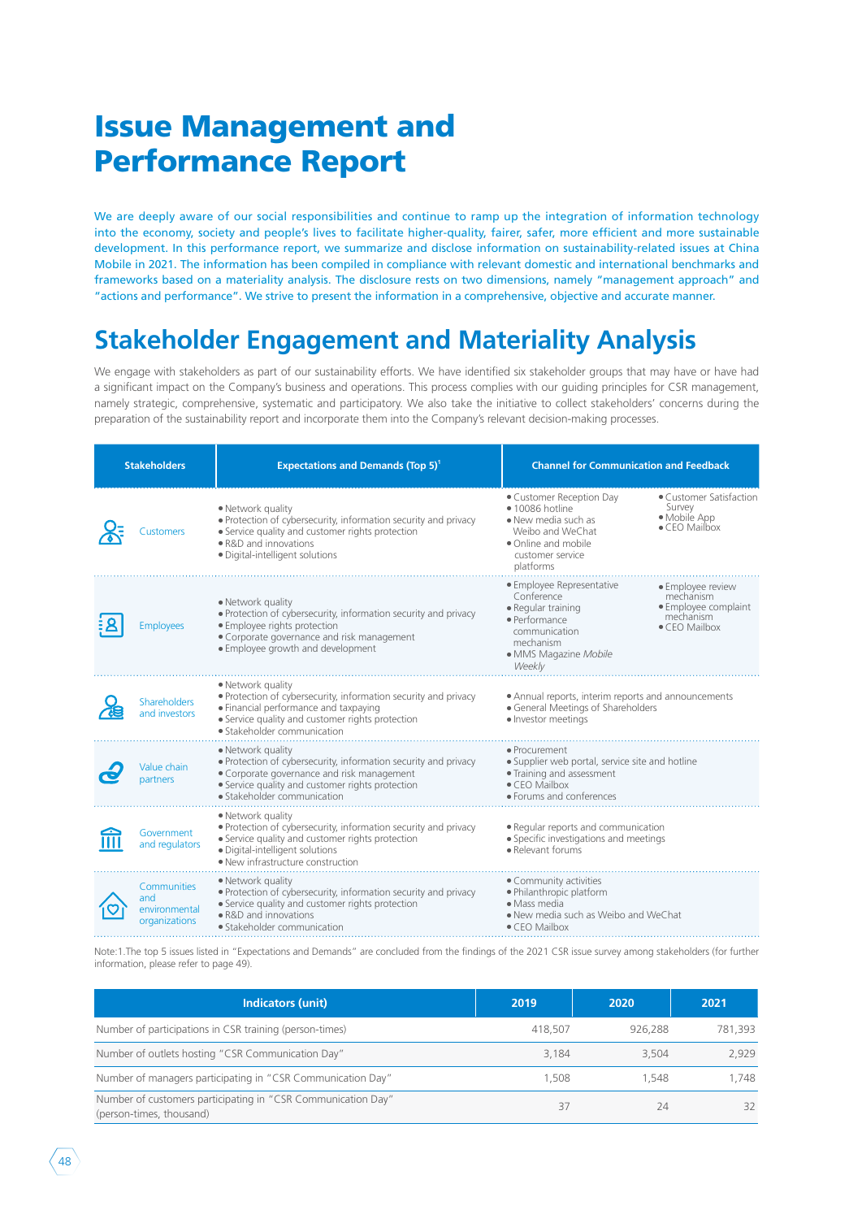# Issue Management and Performance Report

We are deeply aware of our social responsibilities and continue to ramp up the integration of information technology into the economy, society and people's lives to facilitate higher-quality, fairer, safer, more efficient and more sustainable development. In this performance report, we summarize and disclose information on sustainability-related issues at China Mobile in 2021. The information has been compiled in compliance with relevant domestic and international benchmarks and frameworks based on a materiality analysis. The disclosure rests on two dimensions, namely "management approach" and "actions and performance". We strive to present the information in a comprehensive, objective and accurate manner.

## Stakeholder Engagement and Materiality Analysis

We engage with stakeholders as part of our sustainability efforts. We have identified six stakeholder groups that may have or have had a significant impact on the Company's business and operations. This process complies with our guiding principles for CSR management, namely strategic, comprehensive, systematic and participatory. We also take the initiative to collect stakeholders' concerns during the preparation of the sustainability report and incorporate them into the Company's relevant decision-making processes.

| Stakeholders | Expectations and Demands (Top 5)[1] | Channel for Communication and Feedback |
|---|---|---|
| Customers | • Network quality<br>• Protection of cybersecurity, information security and privacy<br>• Service quality and customer rights protection<br>• R&D and innovations<br>• Digital-intelligent solutions | • Customer Reception Day<br>• 10086 hotline<br>• New media such as Weibo and WeChat<br>• Online and mobile customer service platforms<br>• Customer Satisfaction Survey<br>• Mobile App<br>• CEO Mailbox |
| Employees | • Network quality<br>• Protection of cybersecurity, information security and privacy<br>• Employee rights protection<br>• Corporate governance and risk management<br>• Employee growth and development | • Employee Representative Conference<br>• Regular training<br>• Performance communication mechanism<br>• MMS Magazine *Mobile Weekly*<br>• Employee review mechanism<br>• Employee complaint mechanism<br>• CEO Mailbox |
| Shareholders and investors | • Network quality<br>• Protection of cybersecurity, information security and privacy<br>• Financial performance and taxpaying<br>• Service quality and customer rights protection<br>• Stakeholder communication | • Annual reports, interim reports and announcements<br>• General Meetings of Shareholders<br>• Investor meetings |
| Value chain partners | • Network quality<br>• Protection of cybersecurity, information security and privacy<br>• Corporate governance and risk management<br>• Service quality and customer rights protection<br>• Stakeholder communication | • Procurement<br>• Supplier web portal, service site and hotline<br>• Training and assessment<br>• CEO Mailbox<br>• Forums and conferences |
| Government and regulators | • Network quality<br>• Protection of cybersecurity, information security and privacy<br>• Service quality and customer rights protection<br>• Digital-intelligent solutions<br>• New infrastructure construction | • Regular reports and communication<br>• Specific investigations and meetings<br>• Relevant forums |
| Communities and environmental organizations | • Network quality<br>• Protection of cybersecurity, information security and privacy<br>• Service quality and customer rights protection<br>• R&D and innovations<br>• Stakeholder communication | • Community activities<br>• Philanthropic platform<br>• Mass media<br>• New media such as Weibo and WeChat<br>• CEO Mailbox |

Note:1.The top 5 issues listed in "Expectations and Demands" are concluded from the findings of the 2021 CSR issue survey among stakeholders (for further information, please refer to page 49).

| Indicators (unit) | 2019 | 2020 | 2021 |
|---|---|---|---|
| Number of participations in CSR training (person-times) | 418,507 | 926,288 | 781,393 |
| Number of outlets hosting "CSR Communication Day" | 3,184 | 3,504 | 2,929 |
| Number of managers participating in "CSR Communication Day" | 1,508 | 1,548 | 1,748 |
| Number of customers participating in "CSR Communication Day" (person-times, thousand) | 37 | 24 | 32 |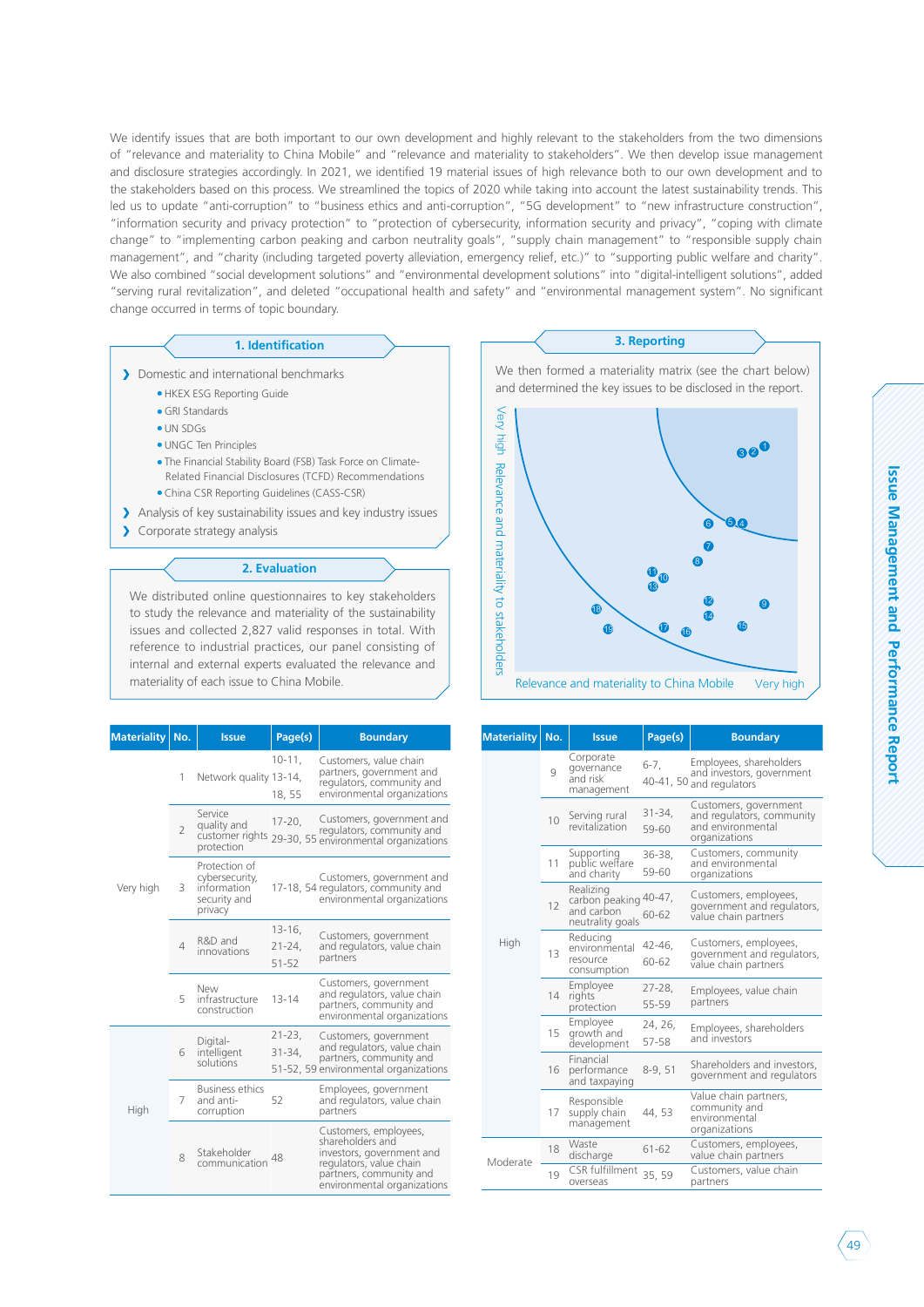We identify issues that are both important to our own development and highly relevant to the stakeholders from the two dimensions of "relevance and materiality to China Mobile" and "relevance and materiality to stakeholders". We then develop issue management and disclosure strategies accordingly. In 2021, we identified 19 material issues of high relevance both to our own development and to the stakeholders based on this process. We streamlined the topics of 2020 while taking into account the latest sustainability trends. This led us to update "anti-corruption" to "business ethics and anti-corruption", "5G development" to "new infrastructure construction", "information security and privacy protection" to "protection of cybersecurity, information security and privacy", "coping with climate change" to "implementing carbon peaking and carbon neutrality goals", "supply chain management" to "responsible supply chain management", and "charity (including targeted poverty alleviation, emergency relief, etc.)" to "supporting public welfare and charity". We also combined "social development solutions" and "environmental development solutions" into "digital-intelligent solutions", added "serving rural revitalization", and deleted "occupational health and safety" and "environmental management system". No significant change occurred in terms of topic boundary.

### 1. Identification

- Domestic and international benchmarks
  - HKEX ESG Reporting Guide
  - GRI Standards
  - UN SDGs
  - UNGC Ten Principles
  - The Financial Stability Board (FSB) Task Force on Climate-Related Financial Disclosures (TCFD) Recommendations
  - China CSR Reporting Guidelines (CASS-CSR)
- Analysis of key sustainability issues and key industry issues
- Corporate strategy analysis

### 2. Evaluation

We distributed online questionnaires to key stakeholders to study the relevance and materiality of the sustainability issues and collected 2,827 valid responses in total. With reference to industrial practices, our panel consisting of internal and external experts evaluated the relevance and materiality of each issue to China Mobile.

### 3. Reporting

We then formed a materiality matrix (see the chart below) and determined the key issues to be disclosed in the report.

Very high | Relevance and materiality to stakeholders

Relevance and materiality to China Mobile | Very high

| Materiality | No. | Issue | Page(s) | Boundary |
|---|---|---|---|---|
| Very high | 1 | Network quality | 10-11, 13-14, 18, 55 | Customers, value chain partners, government and regulators, community and environmental organizations |
| | 2 | Service quality and customer rights protection | 17-20, 29-30, 55 | Customers, government and regulators, community and environmental organizations |
| | 3 | Protection of cybersecurity, information security and privacy | 17-18, 54 | Customers, government and regulators, community and environmental organizations |
| | 4 | R&D and innovations | 13-16, 21-24, 51-52 | Customers, government and regulators, value chain partners |
| | 5 | New infrastructure construction | 13-14 | Customers, government and regulators, value chain partners, community and environmental organizations |
| High | 6 | Digital-intelligent solutions | 21-23, 31-34, 51-52, 59 | Customers, government and regulators, value chain partners, community and environmental organizations |
| | 7 | Business ethics and anti-corruption | 52 | Employees, government and regulators, value chain partners |
| | 8 | Stakeholder communication | 48 | Customers, employees, shareholders and investors, government and regulators, value chain partners, community and environmental organizations |
| | 9 | Corporate governance and risk management | 6-7, 40-41, 50 | Employees, shareholders and investors, government and regulators |
| | 10 | Serving rural revitalization | 31-34, 59-60 | Customers, government and regulators, community and environmental organizations |
| | 11 | Supporting public welfare and charity | 36-38, 59-60 | Customers, community and environmental organizations |
| | 12 | Realizing carbon peaking and carbon neutrality goals | 40-47, 60-62 | Customers, employees, government and regulators, value chain partners |
| | 13 | Reducing environmental resource consumption | 42-46, 60-62 | Customers, employees, government and regulators, value chain partners |
| | 14 | Employee rights protection | 27-28, 55-59 | Employees, value chain partners |
| | 15 | Employee growth and development | 24, 26, 57-58 | Employees, shareholders and investors |
| | 16 | Financial performance and taxpaying | 8-9, 51 | Shareholders and investors, government and regulators |
| | 17 | Responsible supply chain management | 44, 53 | Value chain partners, community and environmental organizations |
| Moderate | 18 | Waste discharge | 61-62 | Customers, employees, value chain partners |
| | 19 | CSR fulfillment overseas | 35, 59 | Customers, value chain partners |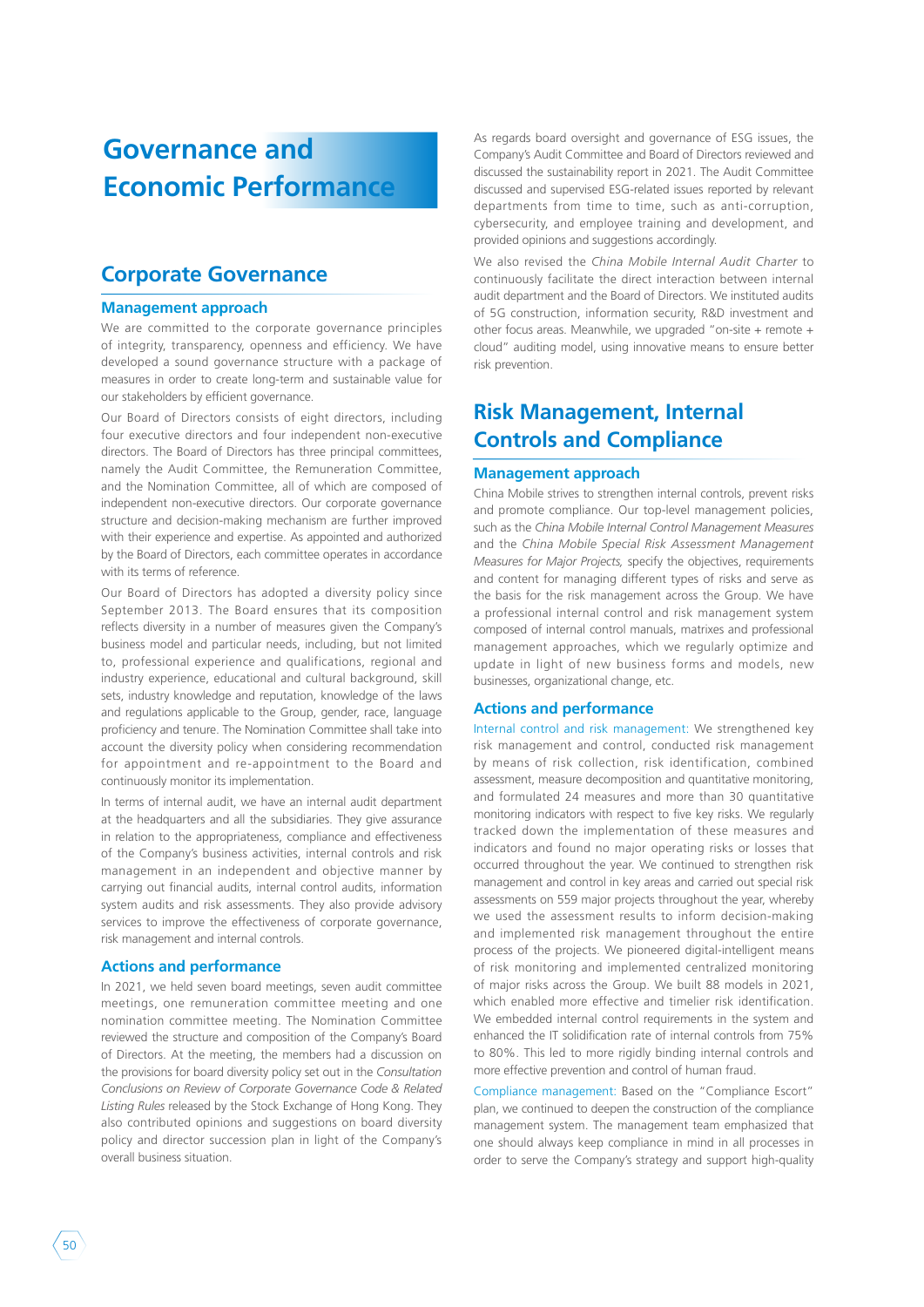# Governance and Economic Performance

## Corporate Governance

### Management approach

We are committed to the corporate governance principles of integrity, transparency, openness and efficiency. We have developed a sound governance structure with a package of measures in order to create long-term and sustainable value for our stakeholders by efficient governance.

Our Board of Directors consists of eight directors, including four executive directors and four independent non-executive directors. The Board of Directors has three principal committees, namely the Audit Committee, the Remuneration Committee, and the Nomination Committee, all of which are composed of independent non-executive directors. Our corporate governance structure and decision-making mechanism are further improved with their experience and expertise. As appointed and authorized by the Board of Directors, each committee operates in accordance with its terms of reference.

Our Board of Directors has adopted a diversity policy since September 2013. The Board ensures that its composition reflects diversity in a number of measures given the Company's business model and particular needs, including, but not limited to, professional experience and qualifications, regional and industry experience, educational and cultural background, skill sets, industry knowledge and reputation, knowledge of the laws and regulations applicable to the Group, gender, race, language proficiency and tenure. The Nomination Committee shall take into account the diversity policy when considering recommendation for appointment and re-appointment to the Board and continuously monitor its implementation.

In terms of internal audit, we have an internal audit department at the headquarters and all the subsidiaries. They give assurance in relation to the appropriateness, compliance and effectiveness of the Company's business activities, internal controls and risk management in an independent and objective manner by carrying out financial audits, internal control audits, information system audits and risk assessments. They also provide advisory services to improve the effectiveness of corporate governance, risk management and internal controls.

### Actions and performance

In 2021, we held seven board meetings, seven audit committee meetings, one remuneration committee meeting and one nomination committee meeting. The Nomination Committee reviewed the structure and composition of the Company's Board of Directors. At the meeting, the members had a discussion on the provisions for board diversity policy set out in the *Consultation Conclusions on Review of Corporate Governance Code & Related Listing Rules* released by the Stock Exchange of Hong Kong. They also contributed opinions and suggestions on board diversity policy and director succession plan in light of the Company's overall business situation.

As regards board oversight and governance of ESG issues, the Company's Audit Committee and Board of Directors reviewed and discussed the sustainability report in 2021. The Audit Committee discussed and supervised ESG-related issues reported by relevant departments from time to time, such as anti-corruption, cybersecurity, and employee training and development, and provided opinions and suggestions accordingly.

We also revised the *China Mobile Internal Audit Charter* to continuously facilitate the direct interaction between internal audit department and the Board of Directors. We instituted audits of 5G construction, information security, R&D investment and other focus areas. Meanwhile, we upgraded "on-site + remote + cloud" auditing model, using innovative means to ensure better risk prevention.

## Risk Management, Internal Controls and Compliance

### Management approach

China Mobile strives to strengthen internal controls, prevent risks and promote compliance. Our top-level management policies, such as the *China Mobile Internal Control Management Measures* and the *China Mobile Special Risk Assessment Management Measures for Major Projects*, specify the objectives, requirements and content for managing different types of risks and serve as the basis for the risk management across the Group. We have a professional internal control and risk management system composed of internal control manuals, matrixes and professional management approaches, which we regularly optimize and update in light of new business forms and models, new businesses, organizational change, etc.

### Actions and performance

Internal control and risk management: We strengthened key risk management and control, conducted risk management by means of risk collection, risk identification, combined assessment, measure decomposition and quantitative monitoring, and formulated 24 measures and more than 30 quantitative monitoring indicators with respect to five key risks. We regularly tracked down the implementation of these measures and indicators and found no major operating risks or losses that occurred throughout the year. We continued to strengthen risk management and control in key areas and carried out special risk assessments on 559 major projects throughout the year, whereby we used the assessment results to inform decision-making and implemented risk management throughout the entire process of the projects. We pioneered digital-intelligent means of risk monitoring and implemented centralized monitoring of major risks across the Group. We built 88 models in 2021, which enabled more effective and timelier risk identification. We embedded internal control requirements in the system and enhanced the IT solidification rate of internal controls from 75% to 80%. This led to more rigidly binding internal controls and more effective prevention and control of human fraud.

Compliance management: Based on the "Compliance Escort" plan, we continued to deepen the construction of the compliance management system. The management team emphasized that one should always keep compliance in mind in all processes in order to serve the Company's strategy and support high-quality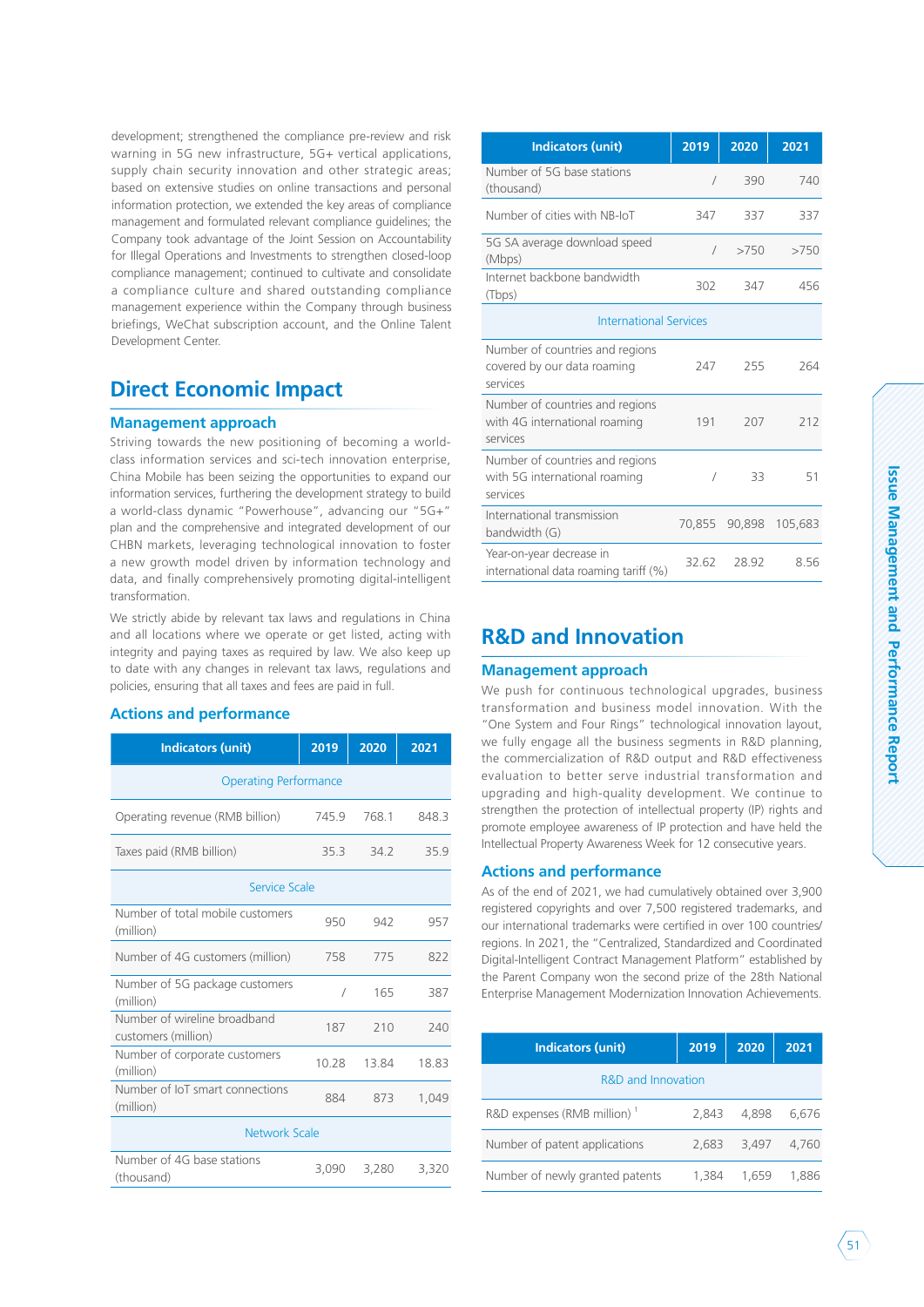development; strengthened the compliance pre-review and risk warning in 5G new infrastructure, 5G+ vertical applications, supply chain security innovation and other strategic areas; based on extensive studies on online transactions and personal information protection, we extended the key areas of compliance management and formulated relevant compliance guidelines; the Company took advantage of the Joint Session on Accountability for Illegal Operations and Investments to strengthen closed-loop compliance management; continued to cultivate and consolidate a compliance culture and shared outstanding compliance management experience within the Company through business briefings, WeChat subscription account, and the Online Talent Development Center.

## Direct Economic Impact

### Management approach

Striving towards the new positioning of becoming a world-class information services and sci-tech innovation enterprise, China Mobile has been seizing the opportunities to expand our information services, furthering the development strategy to build a world-class dynamic "Powerhouse", advancing our "5G+" plan and the comprehensive and integrated development of our CHBN markets, leveraging technological innovation to foster a new growth model driven by information technology and data, and finally comprehensively promoting digital-intelligent transformation.

We strictly abide by relevant tax laws and regulations in China and all locations where we operate or get listed, acting with integrity and paying taxes as required by law. We also keep up to date with any changes in relevant tax laws, regulations and policies, ensuring that all taxes and fees are paid in full.

### Actions and performance

| Indicators (unit) | 2019 | 2020 | 2021 |
|---|---|---|---|
| Operating Performance | | | |
| Operating revenue (RMB billion) | 745.9 | 768.1 | 848.3 |
| Taxes paid (RMB billion) | 35.3 | 34.2 | 35.9 |
| Service Scale | | | |
| Number of total mobile customers (million) | 950 | 942 | 957 |
| Number of 4G customers (million) | 758 | 775 | 822 |
| Number of 5G package customers (million) | / | 165 | 387 |
| Number of wireline broadband customers (million) | 187 | 210 | 240 |
| Number of corporate customers (million) | 10.28 | 13.84 | 18.83 |
| Number of IoT smart connections (million) | 884 | 873 | 1,049 |
| Network Scale | | | |
| Number of 4G base stations (thousand) | 3,090 | 3,280 | 3,320 |
| Number of 5G base stations (thousand) | / | 390 | 740 |
| Number of cities with NB-IoT | 347 | 337 | 337 |
| 5G SA average download speed (Mbps) | / | >750 | >750 |
| Internet backbone bandwidth (Tbps) | 302 | 347 | 456 |
| International Services | | | |
| Number of countries and regions covered by our data roaming services | 247 | 255 | 264 |
| Number of countries and regions with 4G international roaming services | 191 | 207 | 212 |
| Number of countries and regions with 5G international roaming services | / | 33 | 51 |
| International transmission bandwidth (G) | 70,855 | 90,898 | 105,683 |
| Year-on-year decrease in international data roaming tariff (%) | 32.62 | 28.92 | 8.56 |

## R&D and Innovation

### Management approach

We push for continuous technological upgrades, business transformation and business model innovation. With the "One System and Four Rings" technological innovation layout, we fully engage all the business segments in R&D planning, the commercialization of R&D output and R&D effectiveness evaluation to better serve industrial transformation and upgrading and high-quality development. We continue to strengthen the protection of intellectual property (IP) rights and promote employee awareness of IP protection and have held the Intellectual Property Awareness Week for 12 consecutive years.

### Actions and performance

As of the end of 2021, we had cumulatively obtained over 3,900 registered copyrights and over 7,500 registered trademarks, and our international trademarks were certified in over 100 countries/regions. In 2021, the "Centralized, Standardized and Coordinated Digital-Intelligent Contract Management Platform" established by the Parent Company won the second prize of the 28th National Enterprise Management Modernization Innovation Achievements.

| Indicators (unit) | 2019 | 2020 | 2021 |
|---|---|---|---|
| R&D and Innovation | | | |
| R&D expenses (RMB million) [1] | 2,843 | 4,898 | 6,676 |
| Number of patent applications | 2,683 | 3,497 | 4,760 |
| Number of newly granted patents | 1,384 | 1,659 | 1,886 |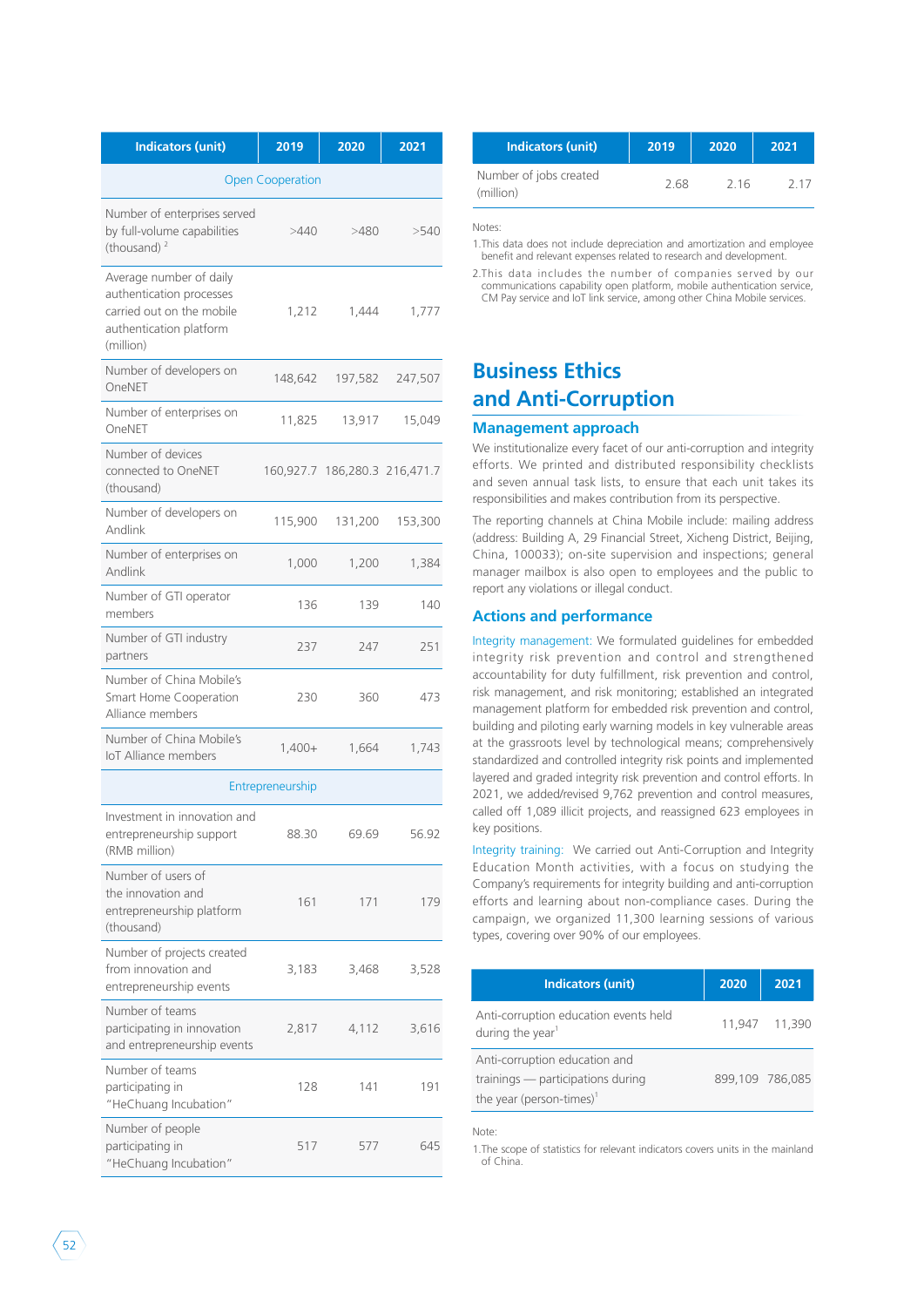| Indicators (unit) | 2019 | 2020 | 2021 |
|---|---|---|---|
| Open Cooperation | | | |
| Number of enterprises served by full-volume capabilities (thousand) [2] | >440 | >480 | >540 |
| Average number of daily authentication processes carried out on the mobile authentication platform (million) | 1,212 | 1,444 | 1,777 |
| Number of developers on OneNET | 148,642 | 197,582 | 247,507 |
| Number of enterprises on OneNET | 11,825 | 13,917 | 15,049 |
| Number of devices connected to OneNET (thousand) | 160,927.7 | 186,280.3 | 216,471.7 |
| Number of developers on Andlink | 115,900 | 131,200 | 153,300 |
| Number of enterprises on Andlink | 1,000 | 1,200 | 1,384 |
| Number of GTI operator members | 136 | 139 | 140 |
| Number of GTI industry partners | 237 | 247 | 251 |
| Number of China Mobile's Smart Home Cooperation Alliance members | 230 | 360 | 473 |
| Number of China Mobile's IoT Alliance members | 1,400+ | 1,664 | 1,743 |
| Entrepreneurship | | | |
| Investment in innovation and entrepreneurship support (RMB million) | 88.30 | 69.69 | 56.92 |
| Number of users of the innovation and entrepreneurship platform (thousand) | 161 | 171 | 179 |
| Number of projects created from innovation and entrepreneurship events | 3,183 | 3,468 | 3,528 |
| Number of teams participating in innovation and entrepreneurship events | 2,817 | 4,112 | 3,616 |
| Number of teams participating in "HeChuang Incubation" | 128 | 141 | 191 |
| Number of people participating in "HeChuang Incubation" | 517 | 577 | 645 |

| Indicators (unit) | 2019 | 2020 | 2021 |
|---|---|---|---|
| Number of jobs created (million) | 2.68 | 2.16 | 2.17 |

Notes:

1. This data does not include depreciation and amortization and employee benefit and relevant expenses related to research and development.
2. This data includes the number of companies served by our communications capability open platform, mobile authentication service, CM Pay service and IoT link service, among other China Mobile services.

# Business Ethics and Anti-Corruption

## Management approach

We institutionalize every facet of our anti-corruption and integrity efforts. We printed and distributed responsibility checklists and seven annual task lists, to ensure that each unit takes its responsibilities and makes contribution from its perspective.

The reporting channels at China Mobile include: mailing address (address: Building A, 29 Financial Street, Xicheng District, Beijing, China, 100033); on-site supervision and inspections; general manager mailbox is also open to employees and the public to report any violations or illegal conduct.

## Actions and performance

Integrity management: We formulated guidelines for embedded integrity risk prevention and control and strengthened accountability for duty fulfillment, risk prevention and control, risk management, and risk monitoring; established an integrated management platform for embedded risk prevention and control, building and piloting early warning models in key vulnerable areas at the grassroots level by technological means; comprehensively standardized and controlled integrity risk points and implemented layered and graded integrity risk prevention and control efforts. In 2021, we added/revised 9,762 prevention and control measures, called off 1,089 illicit projects, and reassigned 623 employees in key positions.

Integrity training: We carried out Anti-Corruption and Integrity Education Month activities, with a focus on studying the Company's requirements for integrity building and anti-corruption efforts and learning about non-compliance cases. During the campaign, we organized 11,300 learning sessions of various types, covering over 90% of our employees.

| Indicators (unit) | 2020 | 2021 |
|---|---|---|
| Anti-corruption education events held during the year[1] | 11,947 | 11,390 |
| Anti-corruption education and trainings — participations during the year (person-times)[1] | 899,109 | 786,085 |

Note:

1. The scope of statistics for relevant indicators covers units in the mainland of China.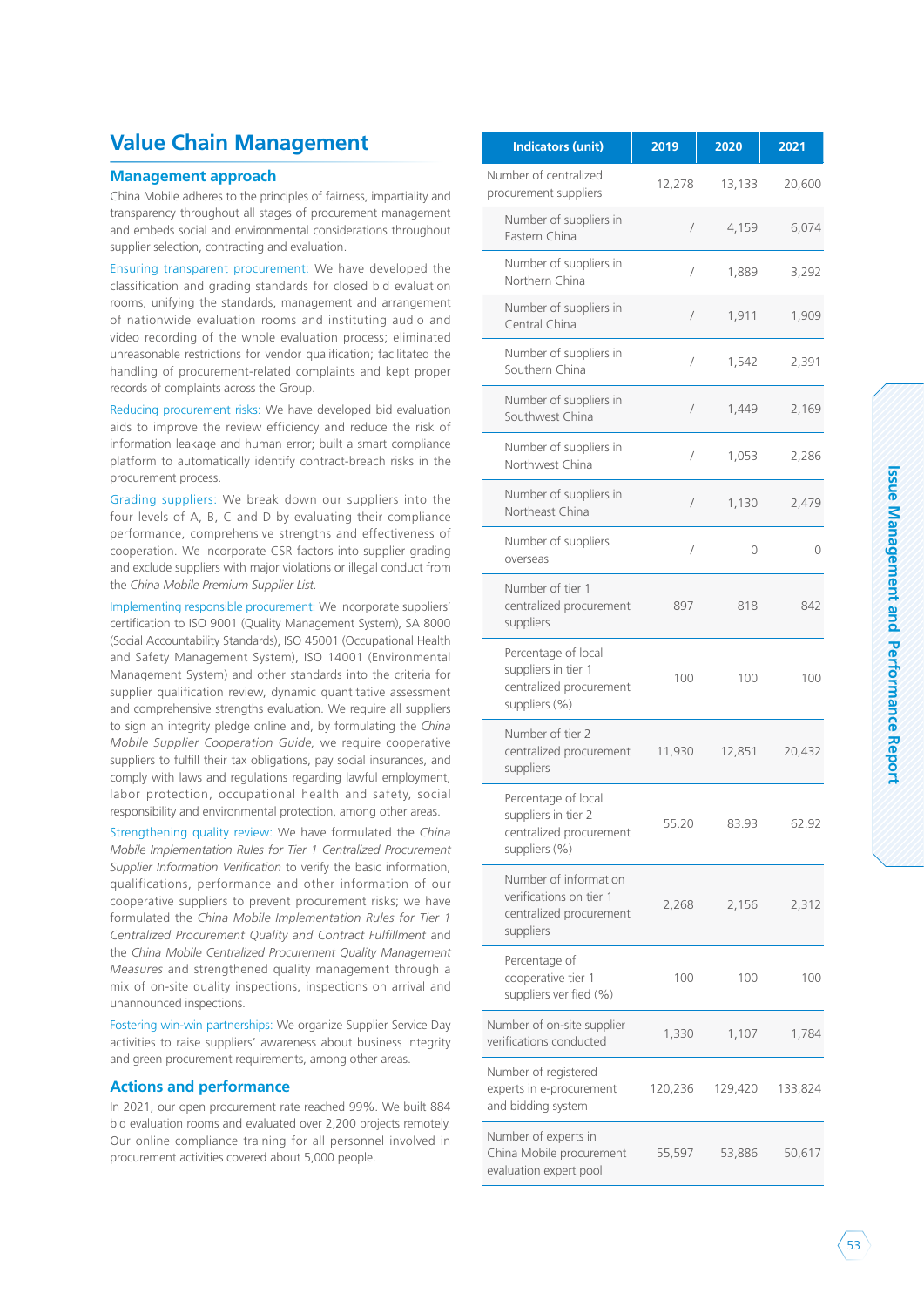# Value Chain Management

## Management approach

China Mobile adheres to the principles of fairness, impartiality and transparency throughout all stages of procurement management and embeds social and environmental considerations throughout supplier selection, contracting and evaluation.

Ensuring transparent procurement: We have developed the classification and grading standards for closed bid evaluation rooms, unifying the standards, management and arrangement of nationwide evaluation rooms and instituting audio and video recording of the whole evaluation process; eliminated unreasonable restrictions for vendor qualification; facilitated the handling of procurement-related complaints and kept proper records of complaints across the Group.

Reducing procurement risks: We have developed bid evaluation aids to improve the review efficiency and reduce the risk of information leakage and human error; built a smart compliance platform to automatically identify contract-breach risks in the procurement process.

Grading suppliers: We break down our suppliers into the four levels of A, B, C and D by evaluating their compliance performance, comprehensive strengths and effectiveness of cooperation. We incorporate CSR factors into supplier grading and exclude suppliers with major violations or illegal conduct from the *China Mobile Premium Supplier List*.

Implementing responsible procurement: We incorporate suppliers' certification to ISO 9001 (Quality Management System), SA 8000 (Social Accountability Standards), ISO 45001 (Occupational Health and Safety Management System), ISO 14001 (Environmental Management System) and other standards into the criteria for supplier qualification review, dynamic quantitative assessment and comprehensive strengths evaluation. We require all suppliers to sign an integrity pledge online and, by formulating the *China Mobile Supplier Cooperation Guide*, we require cooperative suppliers to fulfill their tax obligations, pay social insurances, and comply with laws and regulations regarding lawful employment, labor protection, occupational health and safety, social responsibility and environmental protection, among other areas.

Strengthening quality review: We have formulated the *China Mobile Implementation Rules for Tier 1 Centralized Procurement Supplier Information Verification* to verify the basic information, qualifications, performance and other information of our cooperative suppliers to prevent procurement risks; we have formulated the *China Mobile Implementation Rules for Tier 1 Centralized Procurement Quality and Contract Fulfillment* and the *China Mobile Centralized Procurement Quality Management Measures* and strengthened quality management through a mix of on-site quality inspections, inspections on arrival and unannounced inspections.

Fostering win-win partnerships: We organize Supplier Service Day activities to raise suppliers' awareness about business integrity and green procurement requirements, among other areas.

## Actions and performance

In 2021, our open procurement rate reached 99%. We built 884 bid evaluation rooms and evaluated over 2,200 projects remotely. Our online compliance training for all personnel involved in procurement activities covered about 5,000 people.

| Indicators (unit) | 2019 | 2020 | 2021 |
|---|---|---|---|
| Number of centralized procurement suppliers | 12,278 | 13,133 | 20,600 |
| Number of suppliers in Eastern China | / | 4,159 | 6,074 |
| Number of suppliers in Northern China | / | 1,889 | 3,292 |
| Number of suppliers in Central China | / | 1,911 | 1,909 |
| Number of suppliers in Southern China | / | 1,542 | 2,391 |
| Number of suppliers in Southwest China | / | 1,449 | 2,169 |
| Number of suppliers in Northwest China | / | 1,053 | 2,286 |
| Number of suppliers in Northeast China | / | 1,130 | 2,479 |
| Number of suppliers overseas | / | 0 | 0 |
| Number of tier 1 centralized procurement suppliers | 897 | 818 | 842 |
| Percentage of local suppliers in tier 1 centralized procurement suppliers (%) | 100 | 100 | 100 |
| Number of tier 2 centralized procurement suppliers | 11,930 | 12,851 | 20,432 |
| Percentage of local suppliers in tier 2 centralized procurement suppliers (%) | 55.20 | 83.93 | 62.92 |
| Number of information verifications on tier 1 centralized procurement suppliers | 2,268 | 2,156 | 2,312 |
| Percentage of cooperative tier 1 suppliers verified (%) | 100 | 100 | 100 |
| Number of on-site supplier verifications conducted | 1,330 | 1,107 | 1,784 |
| Number of registered experts in e-procurement and bidding system | 120,236 | 129,420 | 133,824 |
| Number of experts in China Mobile procurement evaluation expert pool | 55,597 | 53,886 | 50,617 |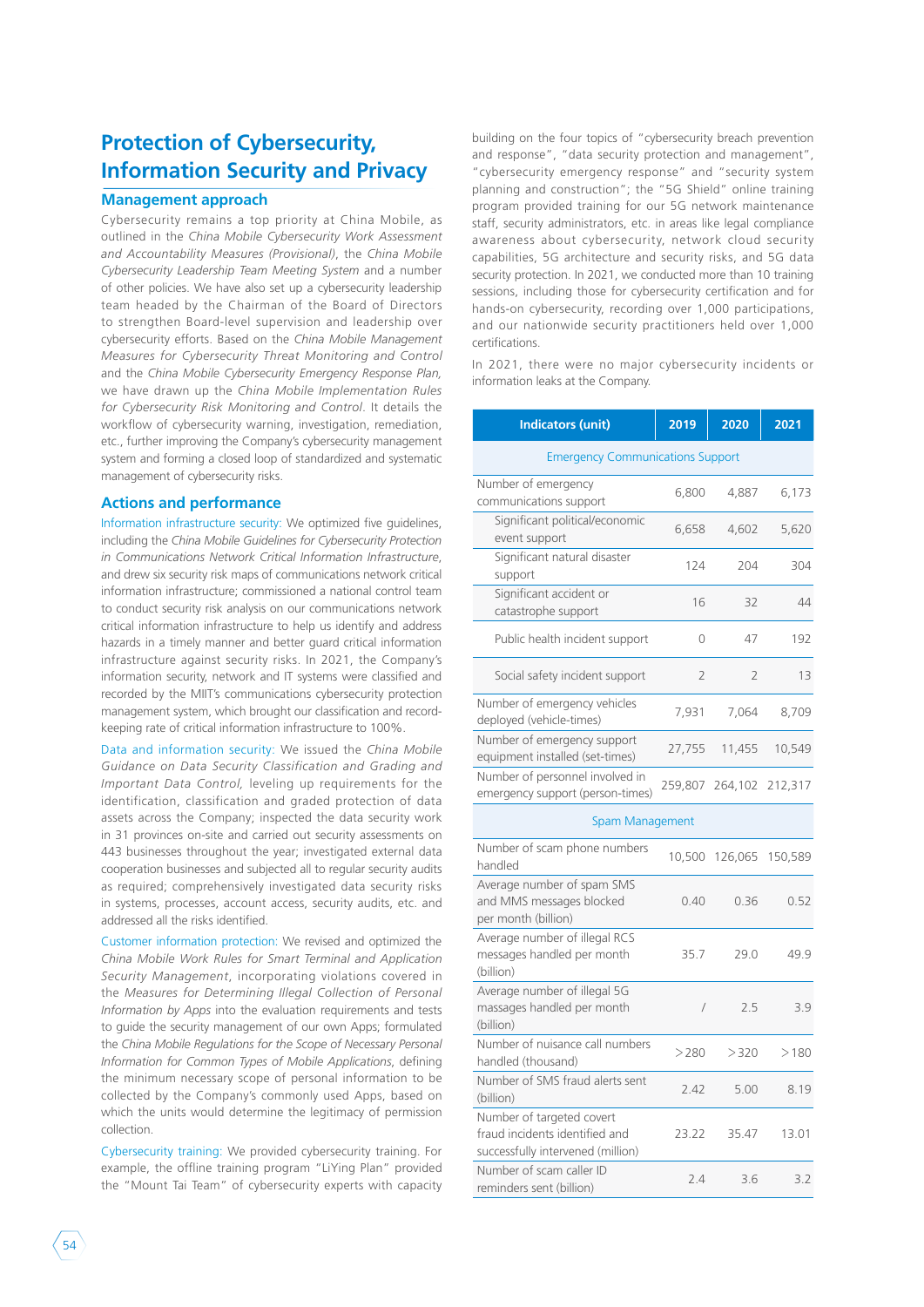# Protection of Cybersecurity, Information Security and Privacy

## Management approach

Cybersecurity remains a top priority at China Mobile, as outlined in the *China Mobile Cybersecurity Work Assessment and Accountability Measures (Provisional)*, the *China Mobile Cybersecurity Leadership Team Meeting System* and a number of other policies. We have also set up a cybersecurity leadership team headed by the Chairman of the Board of Directors to strengthen Board-level supervision and leadership over cybersecurity efforts. Based on the *China Mobile Management Measures for Cybersecurity Threat Monitoring and Control* and the *China Mobile Cybersecurity Emergency Response Plan,* we have drawn up the *China Mobile Implementation Rules for Cybersecurity Risk Monitoring and Control*. It details the workflow of cybersecurity warning, investigation, remediation, etc., further improving the Company's cybersecurity management system and forming a closed loop of standardized and systematic management of cybersecurity risks.

## Actions and performance

Information infrastructure security: We optimized five guidelines, including the *China Mobile Guidelines for Cybersecurity Protection in Communications Network Critical Information Infrastructure*, and drew six security risk maps of communications network critical information infrastructure; commissioned a national control team to conduct security risk analysis on our communications network critical information infrastructure to help us identify and address hazards in a timely manner and better guard critical information infrastructure against security risks. In 2021, the Company's information security, network and IT systems were classified and recorded by the MIIT's communications cybersecurity protection management system, which brought our classification and record-keeping rate of critical information infrastructure to 100%.

Data and information security: We issued the *China Mobile Guidance on Data Security Classification and Grading and Important Data Control,* leveling up requirements for the identification, classification and graded protection of data assets across the Company; inspected the data security work in 31 provinces on-site and carried out security assessments on 443 businesses throughout the year; investigated external data cooperation businesses and subjected all to regular security audits as required; comprehensively investigated data security risks in systems, processes, account access, security audits, etc. and addressed all the risks identified.

Customer information protection: We revised and optimized the *China Mobile Work Rules for Smart Terminal and Application Security Management*, incorporating violations covered in the *Measures for Determining Illegal Collection of Personal Information by Apps* into the evaluation requirements and tests to guide the security management of our own Apps; formulated the *China Mobile Regulations for the Scope of Necessary Personal Information for Common Types of Mobile Applications*, defining the minimum necessary scope of personal information to be collected by the Company's commonly used Apps, based on which the units would determine the legitimacy of permission collection.

Cybersecurity training: We provided cybersecurity training. For example, the offline training program "LiYing Plan" provided the "Mount Tai Team" of cybersecurity experts with capacity building on the four topics of "cybersecurity breach prevention and response", "data security protection and management", "cybersecurity emergency response" and "security system planning and construction"; the "5G Shield" online training program provided training for our 5G network maintenance staff, security administrators, etc. in areas like legal compliance awareness about cybersecurity, network cloud security capabilities, 5G architecture and security risks, and 5G data security protection. In 2021, we conducted more than 10 training sessions, including those for cybersecurity certification and for hands-on cybersecurity, recording over 1,000 participations, and our nationwide security practitioners held over 1,000 certifications.

In 2021, there were no major cybersecurity incidents or information leaks at the Company.

| Indicators (unit) | 2019 | 2020 | 2021 |
|---|---|---|---|
| Emergency Communications Support | | | |
| Number of emergency communications support | 6,800 | 4,887 | 6,173 |
| Significant political/economic event support | 6,658 | 4,602 | 5,620 |
| Significant natural disaster support | 124 | 204 | 304 |
| Significant accident or catastrophe support | 16 | 32 | 44 |
| Public health incident support | 0 | 47 | 192 |
| Social safety incident support | 2 | 2 | 13 |
| Number of emergency vehicles deployed (vehicle-times) | 7,931 | 7,064 | 8,709 |
| Number of emergency support equipment installed (set-times) | 27,755 | 11,455 | 10,549 |
| Number of personnel involved in emergency support (person-times) | 259,807 | 264,102 | 212,317 |
| Spam Management | | | |
| Number of scam phone numbers handled | 10,500 | 126,065 | 150,589 |
| Average number of spam SMS and MMS messages blocked per month (billion) | 0.40 | 0.36 | 0.52 |
| Average number of illegal RCS messages handled per month (billion) | 35.7 | 29.0 | 49.9 |
| Average number of illegal 5G massages handled per month (billion) | / | 2.5 | 3.9 |
| Number of nuisance call numbers handled (thousand) | >280 | >320 | >180 |
| Number of SMS fraud alerts sent (billion) | 2.42 | 5.00 | 8.19 |
| Number of targeted covert fraud incidents identified and successfully intervened (million) | 23.22 | 35.47 | 13.01 |
| Number of scam caller ID reminders sent (billion) | 2.4 | 3.6 | 3.2 |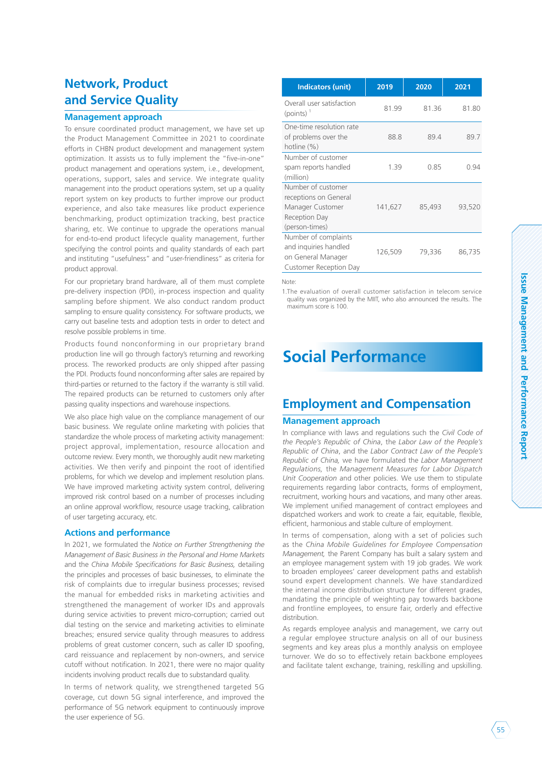## Network, Product and Service Quality

### Management approach

To ensure coordinated product management, we have set up the Product Management Committee in 2021 to coordinate efforts in CHBN product development and management system optimization. It assists us to fully implement the "five-in-one" product management and operations system, i.e., development, operations, support, sales and service. We integrate quality management into the product operations system, set up a quality report system on key products to further improve our product experience, and also take measures like product experience benchmarking, product optimization tracking, best practice sharing, etc. We continue to upgrade the operations manual for end-to-end product lifecycle quality management, further specifying the control points and quality standards of each part and instituting "usefulness" and "user-friendliness" as criteria for product approval.

For our proprietary brand hardware, all of them must complete pre-delivery inspection (PDI), in-process inspection and quality sampling before shipment. We also conduct random product sampling to ensure quality consistency. For software products, we carry out baseline tests and adoption tests in order to detect and resolve possible problems in time.

Products found nonconforming in our proprietary brand production line will go through factory's returning and reworking process. The reworked products are only shipped after passing the PDI. Products found nonconforming after sales are repaired by third-parties or returned to the factory if the warranty is still valid. The repaired products can be returned to customers only after passing quality inspections and warehouse inspections.

We also place high value on the compliance management of our basic business. We regulate online marketing with policies that standardize the whole process of marketing activity management: project approval, implementation, resource allocation and outcome review. Every month, we thoroughly audit new marketing activities. We then verify and pinpoint the root of identified problems, for which we develop and implement resolution plans. We have improved marketing activity system control, delivering improved risk control based on a number of processes including an online approval workflow, resource usage tracking, calibration of user targeting accuracy, etc.

### Actions and performance

In 2021, we formulated the *Notice on Further Strengthening the Management of Basic Business in the Personal and Home Markets* and the *China Mobile Specifications for Basic Business,* detailing the principles and processes of basic businesses, to eliminate the risk of complaints due to irregular business processes; revised the manual for embedded risks in marketing activities and strengthened the management of worker IDs and approvals during service activities to prevent micro-corruption; carried out dial testing on the service and marketing activities to eliminate breaches; ensured service quality through measures to address problems of great customer concern, such as caller ID spoofing, card reissuance and replacement by non-owners, and service cutoff without notification. In 2021, there were no major quality incidents involving product recalls due to substandard quality.

In terms of network quality, we strengthened targeted 5G coverage, cut down 5G signal interference, and improved the performance of 5G network equipment to continuously improve the user experience of 5G.

| Indicators (unit) | 2019 | 2020 | 2021 |
|---|---|---|---|
| Overall user satisfaction (points) [1] | 81.99 | 81.36 | 81.80 |
| One-time resolution rate of problems over the hotline (%) | 88.8 | 89.4 | 89.7 |
| Number of customer spam reports handled (million) | 1.39 | 0.85 | 0.94 |
| Number of customer receptions on General Manager Customer Reception Day (person-times) | 141,627 | 85,493 | 93,520 |
| Number of complaints and inquiries handled on General Manager Customer Reception Day | 126,509 | 79,336 | 86,735 |

Note:

1.The evaluation of overall customer satisfaction in telecom service quality was organized by the MIIT, who also announced the results. The maximum score is 100.

# Social Performance

## Employment and Compensation

### Management approach

In compliance with laws and regulations such the *Civil Code of the People's Republic of China*, the *Labor Law of the People's Republic of China*, and the *Labor Contract Law of the People's Republic of China,* we have formulated the *Labor Management Regulations*, the *Management Measures for Labor Dispatch Unit Cooperation* and other policies. We use them to stipulate requirements regarding labor contracts, forms of employment, recruitment, working hours and vacations, and many other areas. We implement unified management of contract employees and dispatched workers and work to create a fair, equitable, flexible, efficient, harmonious and stable culture of employment.

In terms of compensation, along with a set of policies such as the *China Mobile Guidelines for Employee Compensation Management,* the Parent Company has built a salary system and an employee management system with 19 job grades. We work to broaden employees' career development paths and establish sound expert development channels. We have standardized the internal income distribution structure for different grades, mandating the principle of weighting pay towards backbone and frontline employees, to ensure fair, orderly and effective distribution.

As regards employee analysis and management, we carry out a regular employee structure analysis on all of our business segments and key areas plus a monthly analysis on employee turnover. We do so to effectively retain backbone employees and facilitate talent exchange, training, reskilling and upskilling.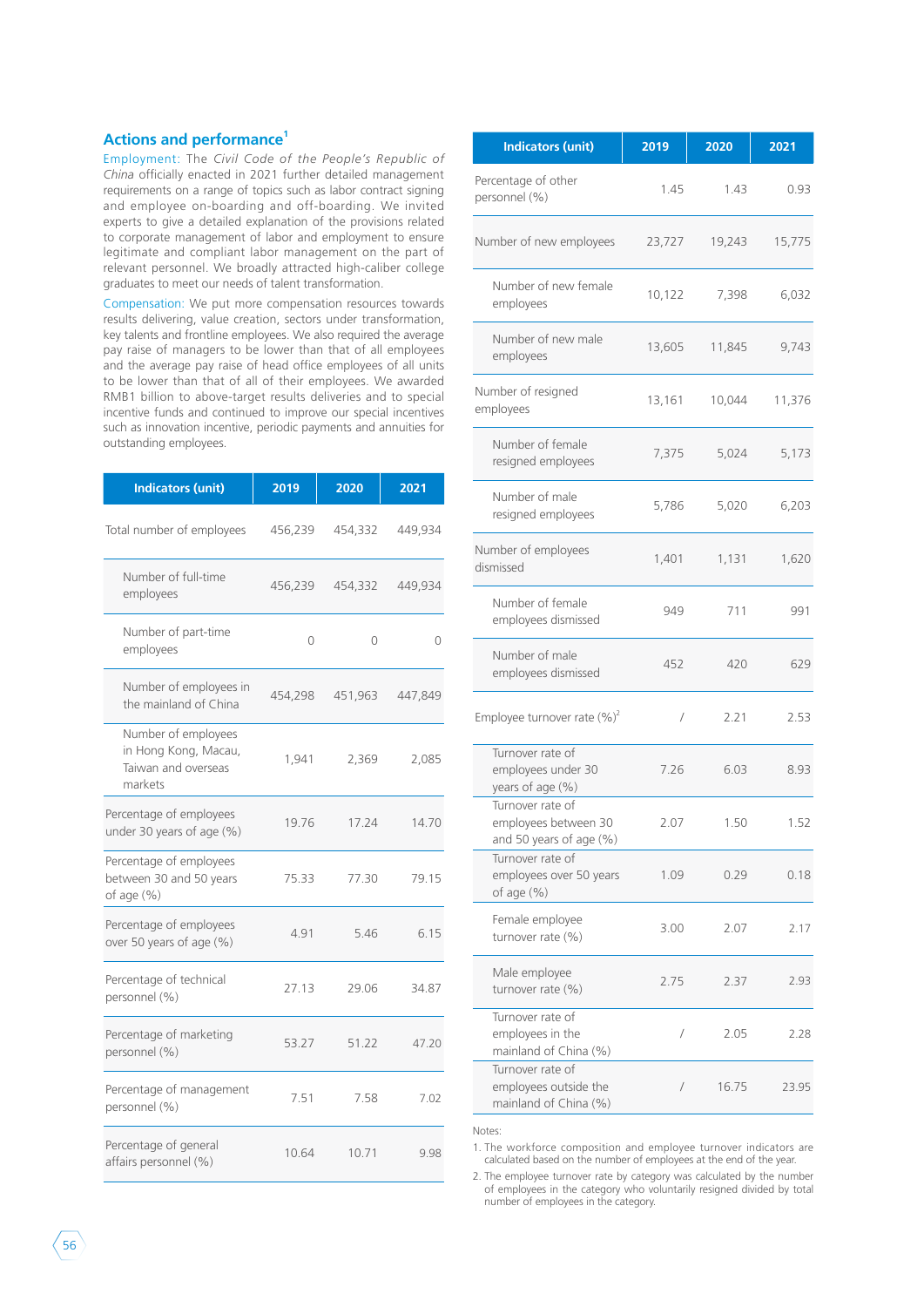## Actions and performance[1]

Employment: The *Civil Code of the People's Republic of China* officially enacted in 2021 further detailed management requirements on a range of topics such as labor contract signing and employee on-boarding and off-boarding. We invited experts to give a detailed explanation of the provisions related to corporate management of labor and employment to ensure legitimate and compliant labor management on the part of relevant personnel. We broadly attracted high-caliber college graduates to meet our needs of talent transformation.

Compensation: We put more compensation resources towards results delivering, value creation, sectors under transformation, key talents and frontline employees. We also required the average pay raise of managers to be lower than that of all employees and the average pay raise of head office employees of all units to be lower than that of all of their employees. We awarded RMB1 billion to above-target results deliveries and to special incentive funds and continued to improve our special incentives such as innovation incentive, periodic payments and annuities for outstanding employees.

| Indicators (unit) | 2019 | 2020 | 2021 |
|---|---|---|---|
| Total number of employees | 456,239 | 454,332 | 449,934 |
| Number of full-time employees | 456,239 | 454,332 | 449,934 |
| Number of part-time employees | 0 | 0 | 0 |
| Number of employees in the mainland of China | 454,298 | 451,963 | 447,849 |
| Number of employees in Hong Kong, Macau, Taiwan and overseas markets | 1,941 | 2,369 | 2,085 |
| Percentage of employees under 30 years of age (%) | 19.76 | 17.24 | 14.70 |
| Percentage of employees between 30 and 50 years of age (%) | 75.33 | 77.30 | 79.15 |
| Percentage of employees over 50 years of age (%) | 4.91 | 5.46 | 6.15 |
| Percentage of technical personnel (%) | 27.13 | 29.06 | 34.87 |
| Percentage of marketing personnel (%) | 53.27 | 51.22 | 47.20 |
| Percentage of management personnel (%) | 7.51 | 7.58 | 7.02 |
| Percentage of general affairs personnel (%) | 10.64 | 10.71 | 9.98 |
| Percentage of other personnel (%) | 1.45 | 1.43 | 0.93 |
| Number of new employees | 23,727 | 19,243 | 15,775 |
| Number of new female employees | 10,122 | 7,398 | 6,032 |
| Number of new male employees | 13,605 | 11,845 | 9,743 |
| Number of resigned employees | 13,161 | 10,044 | 11,376 |
| Number of female resigned employees | 7,375 | 5,024 | 5,173 |
| Number of male resigned employees | 5,786 | 5,020 | 6,203 |
| Number of employees dismissed | 1,401 | 1,131 | 1,620 |
| Number of female employees dismissed | 949 | 711 | 991 |
| Number of male employees dismissed | 452 | 420 | 629 |
| Employee turnover rate (%)[2] | / | 2.21 | 2.53 |
| Turnover rate of employees under 30 years of age (%) | 7.26 | 6.03 | 8.93 |
| Turnover rate of employees between 30 and 50 years of age (%) | 2.07 | 1.50 | 1.52 |
| Turnover rate of employees over 50 years of age (%) | 1.09 | 0.29 | 0.18 |
| Female employee turnover rate (%) | 3.00 | 2.07 | 2.17 |
| Male employee turnover rate (%) | 2.75 | 2.37 | 2.93 |
| Turnover rate of employees in the mainland of China (%) | / | 2.05 | 2.28 |
| Turnover rate of employees outside the mainland of China (%) | / | 16.75 | 23.95 |

Notes:

1. The workforce composition and employee turnover indicators are calculated based on the number of employees at the end of the year.
2. The employee turnover rate by category was calculated by the number of employees in the category who voluntarily resigned divided by total number of employees in the category.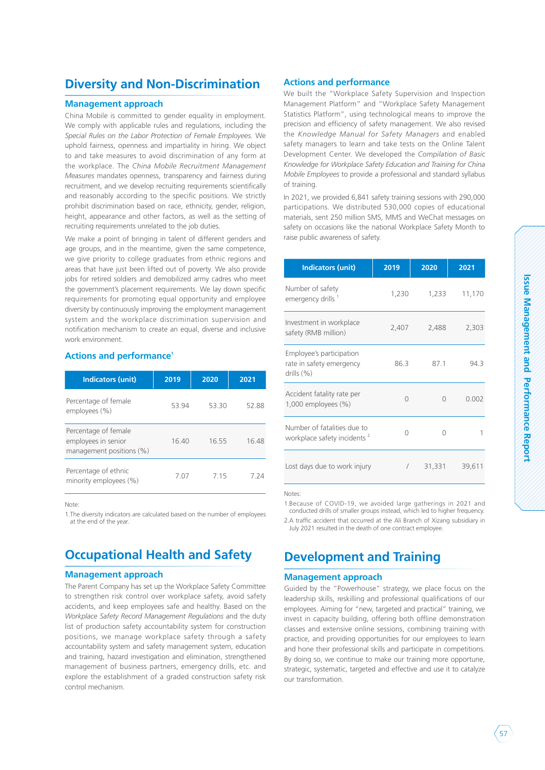# Diversity and Non-Discrimination

## Management approach

China Mobile is committed to gender equality in employment. We comply with applicable rules and regulations, including the *Special Rules on the Labor Protection of Female Employees*. We uphold fairness, openness and impartiality in hiring. We object to and take measures to avoid discrimination of any form at the workplace. The *China Mobile Recruitment Management Measures* mandates openness, transparency and fairness during recruitment, and we develop recruiting requirements scientifically and reasonably according to the specific positions. We strictly prohibit discrimination based on race, ethnicity, gender, religion, height, appearance and other factors, as well as the setting of recruiting requirements unrelated to the job duties.

We make a point of bringing in talent of different genders and age groups, and in the meantime, given the same competence, we give priority to college graduates from ethnic regions and areas that have just been lifted out of poverty. We also provide jobs for retired soldiers and demobilized army cadres who meet the government's placement requirements. We lay down specific requirements for promoting equal opportunity and employee diversity by continuously improving the employment management system and the workplace discrimination supervision and notification mechanism to create an equal, diverse and inclusive work environment.

## Actions and performance[1]

| Indicators (unit) | 2019 | 2020 | 2021 |
|---|---|---|---|
| Percentage of female employees (%) | 53.94 | 53.30 | 52.88 |
| Percentage of female employees in senior management positions (%) | 16.40 | 16.55 | 16.48 |
| Percentage of ethnic minority employees (%) | 7.07 | 7.15 | 7.24 |

Note:

1.The diversity indicators are calculated based on the number of employees at the end of the year.

# Occupational Health and Safety

## Management approach

The Parent Company has set up the Workplace Safety Committee to strengthen risk control over workplace safety, avoid safety accidents, and keep employees safe and healthy. Based on the *Workplace Safety Record Management Regulations* and the duty list of production safety accountability system for construction positions, we manage workplace safety through a safety accountability system and safety management system, education and training, hazard investigation and elimination, strengthened management of business partners, emergency drills, etc. and explore the establishment of a graded construction safety risk control mechanism.

## Actions and performance

We built the "Workplace Safety Supervision and Inspection Management Platform" and "Workplace Safety Management Statistics Platform", using technological means to improve the precision and efficiency of safety management. We also revised the *Knowledge Manual for Safety Managers* and enabled safety managers to learn and take tests on the Online Talent Development Center. We developed the *Compilation of Basic Knowledge for Workplace Safety Education and Training for China Mobile Employees* to provide a professional and standard syllabus of training.

In 2021, we provided 6,841 safety training sessions with 290,000 participations. We distributed 530,000 copies of educational materials, sent 250 million SMS, MMS and WeChat messages on safety on occasions like the national Workplace Safety Month to raise public awareness of safety.

| Indicators (unit) | 2019 | 2020 | 2021 |
|---|---|---|---|
| Number of safety emergency drills [1] | 1,230 | 1,233 | 11,170 |
| Investment in workplace safety (RMB million) | 2,407 | 2,488 | 2,303 |
| Employee's participation rate in safety emergency drills (%) | 86.3 | 87.1 | 94.3 |
| Accident fatality rate per 1,000 employees (%) | 0 | 0 | 0.002 |
| Number of fatalities due to workplace safety incidents [2] | 0 | 0 | 1 |
| Lost days due to work injury | / | 31,331 | 39,611 |

Notes:

1.Because of COVID-19, we avoided large gatherings in 2021 and conducted drills of smaller groups instead, which led to higher frequency.

2.A traffic accident that occurred at the Ali Branch of Xizang subsidiary in July 2021 resulted in the death of one contract employee.

# Development and Training

## Management approach

Guided by the "Powerhouse" strategy, we place focus on the leadership skills, reskilling and professional qualifications of our employees. Aiming for "new, targeted and practical" training, we invest in capacity building, offering both offline demonstration classes and extensive online sessions, combining training with practice, and providing opportunities for our employees to learn and hone their professional skills and participate in competitions. By doing so, we continue to make our training more opportune, strategic, systematic, targeted and effective and use it to catalyze our transformation.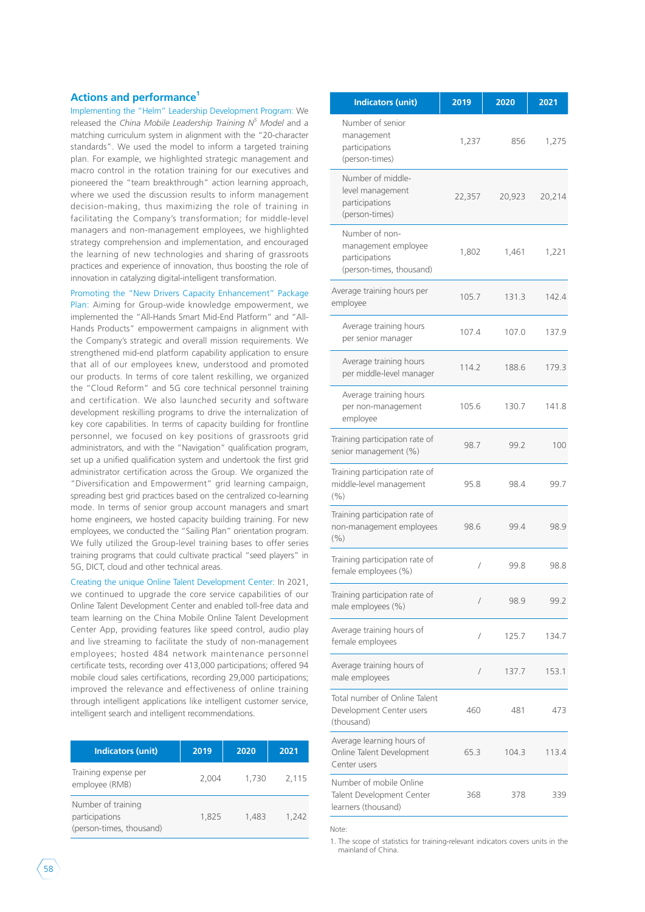## Actions and performance[1]

Implementing the "Helm" Leadership Development Program: We released the *China Mobile Leadership Training N$^5$ Model* and a matching curriculum system in alignment with the "20-character standards". We used the model to inform a targeted training plan. For example, we highlighted strategic management and macro control in the rotation training for our executives and pioneered the "team breakthrough" action learning approach, where we used the discussion results to inform management decision-making, thus maximizing the role of training in facilitating the Company's transformation; for middle-level managers and non-management employees, we highlighted strategy comprehension and implementation, and encouraged the learning of new technologies and sharing of grassroots practices and experience of innovation, thus boosting the role of innovation in catalyzing digital-intelligent transformation.

Promoting the "New Drivers Capacity Enhancement" Package Plan: Aiming for Group-wide knowledge empowerment, we implemented the "All-Hands Smart Mid-End Platform" and "All-Hands Products" empowerment campaigns in alignment with the Company's strategic and overall mission requirements. We strengthened mid-end platform capability application to ensure that all of our employees knew, understood and promoted our products. In terms of core talent reskilling, we organized the "Cloud Reform" and 5G core technical personnel training and certification. We also launched security and software development reskilling programs to drive the internalization of key core capabilities. In terms of capacity building for frontline personnel, we focused on key positions of grassroots grid administrators, and with the "Navigation" qualification program, set up a unified qualification system and undertook the first grid administrator certification across the Group. We organized the "Diversification and Empowerment" grid learning campaign, spreading best grid practices based on the centralized co-learning mode. In terms of senior group account managers and smart home engineers, we hosted capacity building training. For new employees, we conducted the "Sailing Plan" orientation program. We fully utilized the Group-level training bases to offer series training programs that could cultivate practical "seed players" in 5G, DICT, cloud and other technical areas.

Creating the unique Online Talent Development Center: In 2021, we continued to upgrade the core service capabilities of our Online Talent Development Center and enabled toll-free data and team learning on the China Mobile Online Talent Development Center App, providing features like speed control, audio play and live streaming to facilitate the study of non-management employees; hosted 484 network maintenance personnel certificate tests, recording over 413,000 participations; offered 94 mobile cloud sales certifications, recording 29,000 participations; improved the relevance and effectiveness of online training through intelligent applications like intelligent customer service, intelligent search and intelligent recommendations.

| Indicators (unit) | 2019 | 2020 | 2021 |
|---|---|---|---|
| Training expense per employee (RMB) | 2,004 | 1,730 | 2,115 |
| Number of training participations (person-times, thousand) | 1,825 | 1,483 | 1,242 |
| Number of senior management participations (person-times) | 1,237 | 856 | 1,275 |
| Number of middle-level management participations (person-times) | 22,357 | 20,923 | 20,214 |
| Number of non-management employee participations (person-times, thousand) | 1,802 | 1,461 | 1,221 |
| Average training hours per employee | 105.7 | 131.3 | 142.4 |
| Average training hours per senior manager | 107.4 | 107.0 | 137.9 |
| Average training hours per middle-level manager | 114.2 | 188.6 | 179.3 |
| Average training hours per non-management employee | 105.6 | 130.7 | 141.8 |
| Training participation rate of senior management (%) | 98.7 | 99.2 | 100 |
| Training participation rate of middle-level management (%) | 95.8 | 98.4 | 99.7 |
| Training participation rate of non-management employees (%) | 98.6 | 99.4 | 98.9 |
| Training participation rate of female employees (%) | / | 99.8 | 98.8 |
| Training participation rate of male employees (%) | / | 98.9 | 99.2 |
| Average training hours of female employees | / | 125.7 | 134.7 |
| Average training hours of male employees | / | 137.7 | 153.1 |
| Total number of Online Talent Development Center users (thousand) | 460 | 481 | 473 |
| Average learning hours of Online Talent Development Center users | 65.3 | 104.3 | 113.4 |
| Number of mobile Online Talent Development Center learners (thousand) | 368 | 378 | 339 |

Note:

1. The scope of statistics for training-relevant indicators covers units in the mainland of China.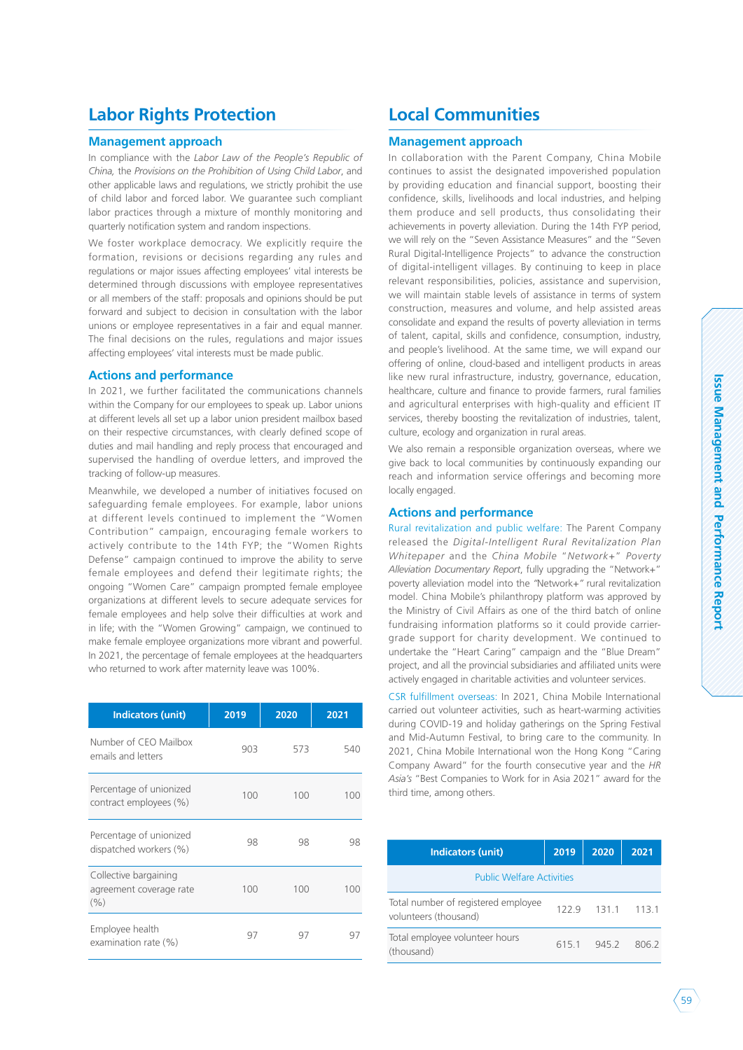# Labor Rights Protection

## Management approach

In compliance with the *Labor Law of the People's Republic of China*, the *Provisions on the Prohibition of Using Child Labor*, and other applicable laws and regulations, we strictly prohibit the use of child labor and forced labor. We guarantee such compliant labor practices through a mixture of monthly monitoring and quarterly notification system and random inspections.

We foster workplace democracy. We explicitly require the formation, revisions or decisions regarding any rules and regulations or major issues affecting employees' vital interests be determined through discussions with employee representatives or all members of the staff: proposals and opinions should be put forward and subject to decision in consultation with the labor unions or employee representatives in a fair and equal manner. The final decisions on the rules, regulations and major issues affecting employees' vital interests must be made public.

## Actions and performance

In 2021, we further facilitated the communications channels within the Company for our employees to speak up. Labor unions at different levels all set up a labor union president mailbox based on their respective circumstances, with clearly defined scope of duties and mail handling and reply process that encouraged and supervised the handling of overdue letters, and improved the tracking of follow-up measures.

Meanwhile, we developed a number of initiatives focused on safeguarding female employees. For example, labor unions at different levels continued to implement the "Women Contribution" campaign, encouraging female workers to actively contribute to the 14th FYP; the "Women Rights Defense" campaign continued to improve the ability to serve female employees and defend their legitimate rights; the ongoing "Women Care" campaign prompted female employee organizations at different levels to secure adequate services for female employees and help solve their difficulties at work and in life; with the "Women Growing" campaign, we continued to make female employee organizations more vibrant and powerful. In 2021, the percentage of female employees at the headquarters who returned to work after maternity leave was 100%.

| Indicators (unit) | 2019 | 2020 | 2021 |
| --- | --- | --- | --- |
| Number of CEO Mailbox emails and letters | 903 | 573 | 540 |
| Percentage of unionized contract employees (%) | 100 | 100 | 100 |
| Percentage of unionized dispatched workers (%) | 98 | 98 | 98 |
| Collective bargaining agreement coverage rate (%) | 100 | 100 | 100 |
| Employee health examination rate (%) | 97 | 97 | 97 |

# Local Communities

## Management approach

In collaboration with the Parent Company, China Mobile continues to assist the designated impoverished population by providing education and financial support, boosting their confidence, skills, livelihoods and local industries, and helping them produce and sell products, thus consolidating their achievements in poverty alleviation. During the 14th FYP period, we will rely on the "Seven Assistance Measures" and the "Seven Rural Digital-Intelligence Projects" to advance the construction of digital-intelligent villages. By continuing to keep in place relevant responsibilities, policies, assistance and supervision, we will maintain stable levels of assistance in terms of system construction, measures and volume, and help assisted areas consolidate and expand the results of poverty alleviation in terms of talent, capital, skills and confidence, consumption, industry, and people's livelihood. At the same time, we will expand our offering of online, cloud-based and intelligent products in areas like new rural infrastructure, industry, governance, education, healthcare, culture and finance to provide farmers, rural families and agricultural enterprises with high-quality and efficient IT services, thereby boosting the revitalization of industries, talent, culture, ecology and organization in rural areas.

We also remain a responsible organization overseas, where we give back to local communities by continuously expanding our reach and information service offerings and becoming more locally engaged.

## Actions and performance

Rural revitalization and public welfare: The Parent Company released the *Digital-Intelligent Rural Revitalization Plan Whitepaper* and the *China Mobile "Network+" Poverty Alleviation Documentary Report*, fully upgrading the "Network+" poverty alleviation model into the "Network+" rural revitalization model. China Mobile's philanthropy platform was approved by the Ministry of Civil Affairs as one of the third batch of online fundraising information platforms so it could provide carrier-grade support for charity development. We continued to undertake the "Heart Caring" campaign and the "Blue Dream" project, and all the provincial subsidiaries and affiliated units were actively engaged in charitable activities and volunteer services.

CSR fulfillment overseas: In 2021, China Mobile International carried out volunteer activities, such as heart-warming activities during COVID-19 and holiday gatherings on the Spring Festival and Mid-Autumn Festival, to bring care to the community. In 2021, China Mobile International won the Hong Kong "Caring Company Award" for the fourth consecutive year and the *HR Asia's* "Best Companies to Work for in Asia 2021" award for the third time, among others.

| Indicators (unit) | 2019 | 2020 | 2021 |
| --- | --- | --- | --- |
| Public Welfare Activities | | | |
| Total number of registered employee volunteers (thousand) | 122.9 | 131.1 | 113.1 |
| Total employee volunteer hours (thousand) | 615.1 | 945.2 | 806.2 |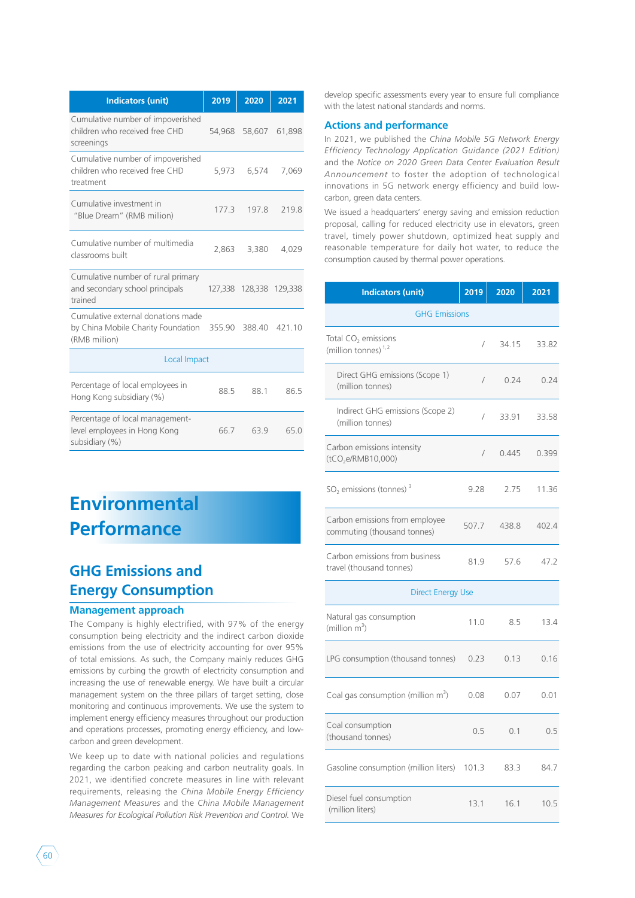| Indicators (unit) | 2019 | 2020 | 2021 |
| --- | --- | --- | --- |
| Cumulative number of impoverished children who received free CHD screenings | 54,968 | 58,607 | 61,898 |
| Cumulative number of impoverished children who received free CHD treatment | 5,973 | 6,574 | 7,069 |
| Cumulative investment in "Blue Dream" (RMB million) | 177.3 | 197.8 | 219.8 |
| Cumulative number of multimedia classrooms built | 2,863 | 3,380 | 4,029 |
| Cumulative number of rural primary and secondary school principals trained | 127,338 | 128,338 | 129,338 |
| Cumulative external donations made by China Mobile Charity Foundation (RMB million) | 355.90 | 388.40 | 421.10 |
| Local Impact | | | |
| Percentage of local employees in Hong Kong subsidiary (%) | 88.5 | 88.1 | 86.5 |
| Percentage of local management-level employees in Hong Kong subsidiary (%) | 66.7 | 63.9 | 65.0 |

# Environmental Performance

## GHG Emissions and Energy Consumption

### Management approach

The Company is highly electrified, with 97% of the energy consumption being electricity and the indirect carbon dioxide emissions from the use of electricity accounting for over 95% of total emissions. As such, the Company mainly reduces GHG emissions by curbing the growth of electricity consumption and increasing the use of renewable energy. We have built a circular management system on the three pillars of target setting, close monitoring and continuous improvements. We use the system to implement energy efficiency measures throughout our production and operations processes, promoting energy efficiency, and low-carbon and green development.

We keep up to date with national policies and regulations regarding the carbon peaking and carbon neutrality goals. In 2021, we identified concrete measures in line with relevant requirements, releasing the *China Mobile Energy Efficiency Management Measures* and the *China Mobile Management Measures for Ecological Pollution Risk Prevention and Control*. We develop specific assessments every year to ensure full compliance with the latest national standards and norms.

### Actions and performance

In 2021, we published the *China Mobile 5G Network Energy Efficiency Technology Application Guidance (2021 Edition)* and the *Notice on 2020 Green Data Center Evaluation Result Announcement* to foster the adoption of technological innovations in 5G network energy efficiency and build low-carbon, green data centers.

We issued a headquarters' energy saving and emission reduction proposal, calling for reduced electricity use in elevators, green travel, timely power shutdown, optimized heat supply and reasonable temperature for daily hot water, to reduce the consumption caused by thermal power operations.

| Indicators (unit) | 2019 | 2020 | 2021 |
| --- | --- | --- | --- |
| GHG Emissions | | | |
| Total $CO_2$ emissions (million tonnes) [1, 2] | / | 34.15 | 33.82 |
| Direct GHG emissions (Scope 1) (million tonnes) | / | 0.24 | 0.24 |
| Indirect GHG emissions (Scope 2) (million tonnes) | / | 33.91 | 33.58 |
| Carbon emissions intensity ($tCO_2e$/RMB10,000) | / | 0.445 | 0.399 |
| $SO_2$ emissions (tonnes) [3] | 9.28 | 2.75 | 11.36 |
| Carbon emissions from employee commuting (thousand tonnes) | 507.7 | 438.8 | 402.4 |
| Carbon emissions from business travel (thousand tonnes) | 81.9 | 57.6 | 47.2 |
| Direct Energy Use | | | |
| Natural gas consumption (million $m^3$) | 11.0 | 8.5 | 13.4 |
| LPG consumption (thousand tonnes) | 0.23 | 0.13 | 0.16 |
| Coal gas consumption (million $m^3$) | 0.08 | 0.07 | 0.01 |
| Coal consumption (thousand tonnes) | 0.5 | 0.1 | 0.5 |
| Gasoline consumption (million liters) | 101.3 | 83.3 | 84.7 |
| Diesel fuel consumption (million liters) | 13.1 | 16.1 | 10.5 |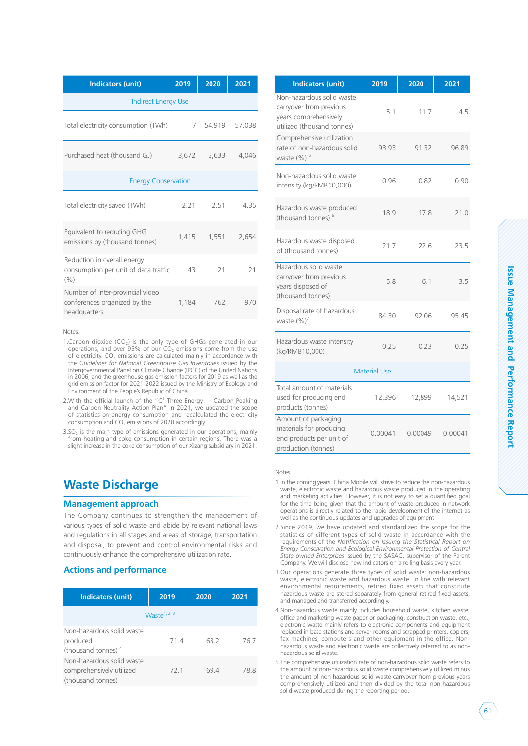| Indicators (unit) | 2019 | 2020 | 2021 |
|---|---|---|---|
| Indirect Energy Use | | | |
| Total electricity consumption (TWh) | / | 54.919 | 57.038 |
| Purchased heat (thousand GJ) | 3,672 | 3,633 | 4,046 |
| Energy Conservation | | | |
| Total electricity saved (TWh) | 2.21 | 2.51 | 4.35 |
| Equivalent to reducing GHG emissions by (thousand tonnes) | 1,415 | 1,551 | 2,654 |
| Reduction in overall energy consumption per unit of data traffic (%) | 43 | 21 | 21 |
| Number of inter-provincial video conferences organized by the headquarters | 1,184 | 762 | 970 |

Notes:

1. Carbon dioxide ($CO_2$) is the only type of GHGs generated in our operations, and over 95% of our $CO_2$ emissions come from the use of electricity. $CO_2$ emissions are calculated mainly in accordance with the *Guidelines for National Greenhouse Gas Inventories* issued by the Intergovernmental Panel on Climate Change (IPCC) of the United Nations in 2006, and the greenhouse gas emission factors for 2019 as well as the grid emission factor for 2021-2022 issued by the Ministry of Ecology and Environment of the People's Republic of China.
2. With the official launch of the "$C^2$ Three Energy — Carbon Peaking and Carbon Neutrality Action Plan" in 2021, we updated the scope of statistics on energy consumption and recalculated the electricity consumption and $CO_2$ emissions of 2020 accordingly.
3. $SO_2$ is the main type of emissions generated in our operations, mainly from heating and coke consumption in certain regions. There was a slight increase in the coke consumption of our Xizang subsidiary in 2021.

## Waste Discharge

### Management approach

The Company continues to strengthen the management of various types of solid waste and abide by relevant national laws and regulations in all stages and areas of storage, transportation and disposal, to prevent and control environmental risks and continuously enhance the comprehensive utilization rate.

### Actions and performance

| Indicators (unit) | 2019 | 2020 | 2021 |
|---|---|---|---|
| Waste[1, 2, 3] | | | |
| Non-hazardous solid waste produced (thousand tonnes)[4] | 71.4 | 63.2 | 76.7 |
| Non-hazardous solid waste comprehensively utilized (thousand tonnes) | 72.1 | 69.4 | 78.8 |
| Non-hazardous solid waste carryover from previous years comprehensively utilized (thousand tonnes) | 5.1 | 11.7 | 4.5 |
| Comprehensive utilization rate of non-hazardous solid waste (%)[5] | 93.93 | 91.32 | 96.89 |
| Non-hazardous solid waste intensity (kg/RMB10,000) | 0.96 | 0.82 | 0.90 |
| Hazardous waste produced (thousand tonnes)[6] | 18.9 | 17.8 | 21.0 |
| Hazardous waste disposed of (thousand tonnes) | 21.7 | 22.6 | 23.5 |
| Hazardous solid waste carryover from previous years disposed of (thousand tonnes) | 5.8 | 6.1 | 3.5 |
| Disposal rate of hazardous waste (%)[7] | 84.30 | 92.06 | 95.45 |
| Hazardous waste intensity (kg/RMB10,000) | 0.25 | 0.23 | 0.25 |
| Material Use | | | |
| Total amount of materials used for producing end products (tonnes) | 12,396 | 12,899 | 14,521 |
| Amount of packaging materials for producing end products per unit of production (tonnes) | 0.00041 | 0.00049 | 0.00041 |

Notes:

1. In the coming years, China Mobile will strive to reduce the non-hazardous waste, electronic waste and hazardous waste produced in the operating and marketing activities. However, it is not easy to set a quantified goal for the time being given that the amount of waste produced in network operations is directly related to the rapid development of the internet as well as the continuous updates and upgrades of equipment.
2. Since 2019, we have updated and standardized the scope for the statistics of different types of solid waste in accordance with the requirements of the *Notification on Issuing the Statistical Report on Energy Conservation and Ecological Environmental Protection of Central State-owned Enterprises* issued by the SASAC, supervisor of the Parent Company. We will disclose new indicators on a rolling basis every year.
3. Our operations generate three types of solid waste: non-hazardous waste, electronic waste and hazardous waste. In line with relevant environmental requirements, retired fixed assets that constitute hazardous waste are stored separately from general retired fixed assets, and managed and transferred accordingly.
4. Non-hazardous waste mainly includes household waste, kitchen waste, office and marketing waste paper or packaging, construction waste, etc.; electronic waste mainly refers to electronic components and equipment replaced in base stations and server rooms and scrapped printers, copiers, fax machines, computers and other equipment in the office. Non-hazardous waste and electronic waste are collectively referred to as non-hazardous solid waste.
5. The comprehensive utilization rate of non-hazardous solid waste refers to the amount of non-hazardous solid waste comprehensively utilized minus the amount of non-hazardous solid waste carryover from previous years comprehensively utilized and then divided by the total non-hazardous solid waste produced during the reporting period.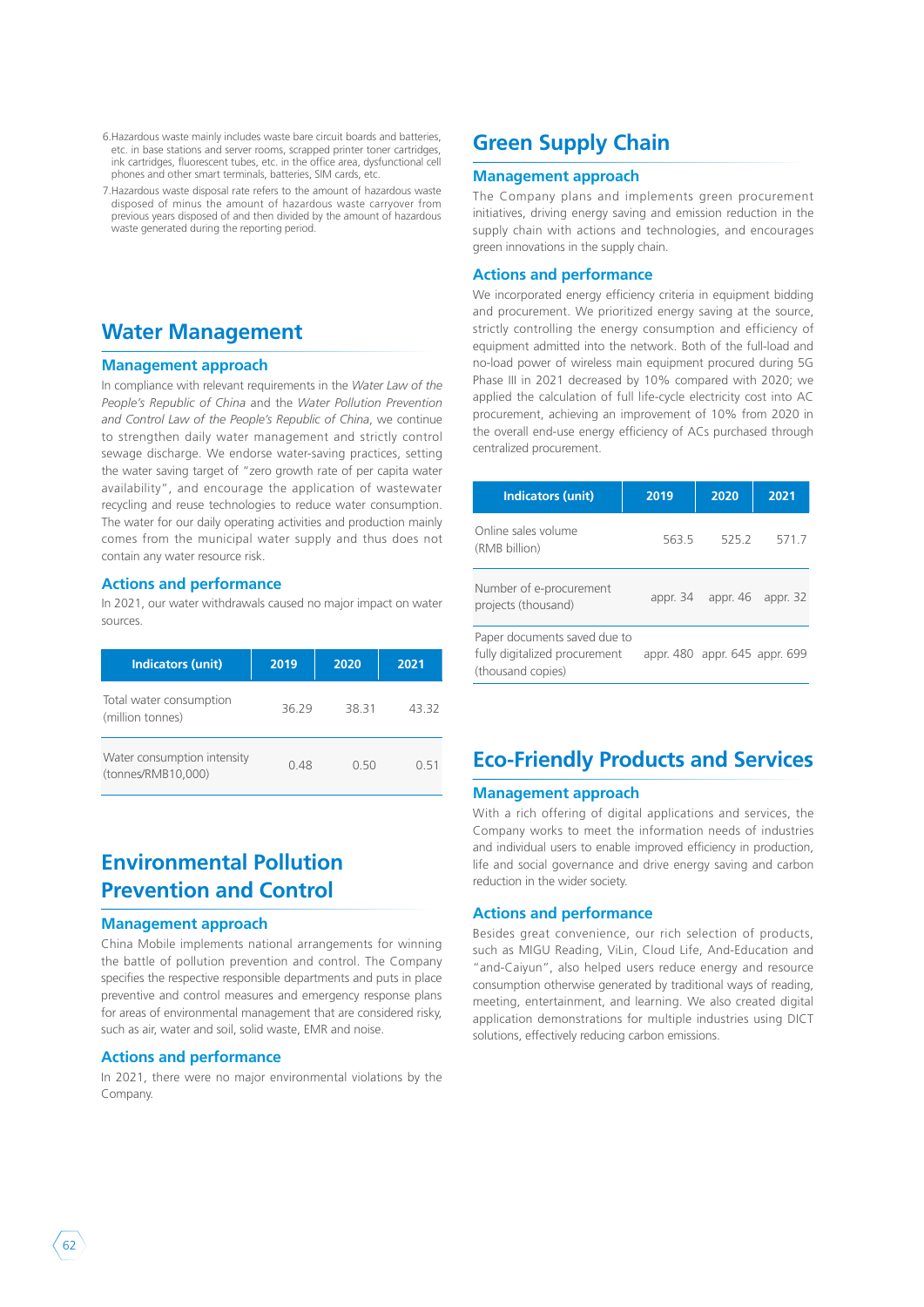6. Hazardous waste mainly includes waste bare circuit boards and batteries, etc. in base stations and server rooms, scrapped printer toner cartridges, ink cartridges, fluorescent tubes, etc. in the office area, dysfunctional cell phones and other smart terminals, batteries, SIM cards, etc.

7. Hazardous waste disposal rate refers to the amount of hazardous waste disposed of minus the amount of hazardous waste carryover from previous years disposed of and then divided by the amount of hazardous waste generated during the reporting period.

## Water Management

### Management approach

In compliance with relevant requirements in the *Water Law of the People's Republic of China* and the *Water Pollution Prevention and Control Law of the People's Republic of China*, we continue to strengthen daily water management and strictly control sewage discharge. We endorse water-saving practices, setting the water saving target of "zero growth rate of per capita water availability", and encourage the application of wastewater recycling and reuse technologies to reduce water consumption. The water for our daily operating activities and production mainly comes from the municipal water supply and thus does not contain any water resource risk.

### Actions and performance

In 2021, our water withdrawals caused no major impact on water sources.

| Indicators (unit) | 2019 | 2020 | 2021 |
|---|---|---|---|
| Total water consumption (million tonnes) | 36.29 | 38.31 | 43.32 |
| Water consumption intensity (tonnes/RMB10,000) | 0.48 | 0.50 | 0.51 |

## Environmental Pollution Prevention and Control

### Management approach

China Mobile implements national arrangements for winning the battle of pollution prevention and control. The Company specifies the respective responsible departments and puts in place preventive and control measures and emergency response plans for areas of environmental management that are considered risky, such as air, water and soil, solid waste, EMR and noise.

### Actions and performance

In 2021, there were no major environmental violations by the Company.

## Green Supply Chain

### Management approach

The Company plans and implements green procurement initiatives, driving energy saving and emission reduction in the supply chain with actions and technologies, and encourages green innovations in the supply chain.

### Actions and performance

We incorporated energy efficiency criteria in equipment bidding and procurement. We prioritized energy saving at the source, strictly controlling the energy consumption and efficiency of equipment admitted into the network. Both of the full-load and no-load power of wireless main equipment procured during 5G Phase III in 2021 decreased by 10% compared with 2020; we applied the calculation of full life-cycle electricity cost into AC procurement, achieving an improvement of 10% from 2020 in the overall end-use energy efficiency of ACs purchased through centralized procurement.

| Indicators (unit) | 2019 | 2020 | 2021 |
|---|---|---|---|
| Online sales volume (RMB billion) | 563.5 | 525.2 | 571.7 |
| Number of e-procurement projects (thousand) | appr. 34 | appr. 46 | appr. 32 |
| Paper documents saved due to fully digitalized procurement (thousand copies) | appr. 480 | appr. 645 | appr. 699 |

## Eco-Friendly Products and Services

### Management approach

With a rich offering of digital applications and services, the Company works to meet the information needs of industries and individual users to enable improved efficiency in production, life and social governance and drive energy saving and carbon reduction in the wider society.

### Actions and performance

Besides great convenience, our rich selection of products, such as MIGU Reading, ViLin, Cloud Life, And-Education and "and-Caiyun", also helped users reduce energy and resource consumption otherwise generated by traditional ways of reading, meeting, entertainment, and learning. We also created digital application demonstrations for multiple industries using DICT solutions, effectively reducing carbon emissions.